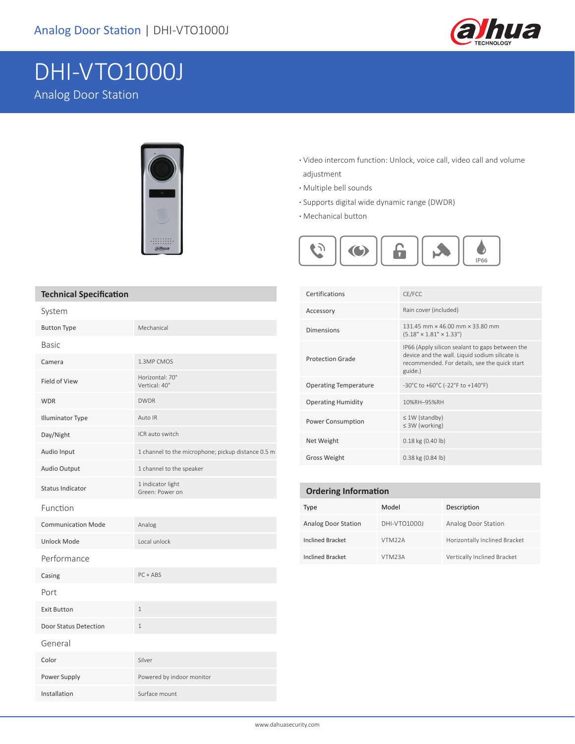# DHI-VTO1000J

Analog Door Station

- Video intercom function: Unlock, voice call, video call and volume adjustment
- Multiple bell sounds
- Supports digital wide dynamic range (DWDR)
- Mechanical button

IP66

## Technical Specification

| | |
|---|---|
| **System** | |
| Button Type | Mechanical |
| **Basic** | |
| Camera | 1.3MP CMOS |
| Field of View | Horizontal: 70°<br>Vertical: 40° |
| WDR | DWDR |
| Illuminator Type | Auto IR |
| Day/Night | ICR auto switch |
| Audio Input | 1 channel to the microphone; pickup distance 0.5 m |
| Audio Output | 1 channel to the speaker |
| Status Indicator | 1 indicator light<br>Green: Power on |
| **Function** | |
| Communication Mode | Analog |
| Unlock Mode | Local unlock |
| **Performance** | |
| Casing | PC + ABS |
| **Port** | |
| Exit Button | 1 |
| Door Status Detection | 1 |
| **General** | |
| Color | Silver |
| Power Supply | Powered by indoor monitor |
| Installation | Surface mount |
| Certifications | CE/FCC |
| Accessory | Rain cover (included) |
| Dimensions | 131.45 mm × 46.00 mm × 33.80 mm<br>(5.18" × 1.81" × 1.33") |
| Protection Grade | IP66 (Apply silicon sealant to gaps between the device and the wall. Liquid sodium silicate is recommended. For details, see the quick start guide.) |
| Operating Temperature | –30°C to +60°C (–22°F to +140°F) |
| Operating Humidity | 10%RH–95%RH |
| Power Consumption | ≤ 1W (standby)<br>≤ 3W (working) |
| Net Weight | 0.18 kg (0.40 lb) |
| Gross Weight | 0.38 kg (0.84 lb) |

## Ordering Information

| Type | Model | Description |
|---|---|---|
| Analog Door Station | DHI-VTO1000J | Analog Door Station |
| Inclined Bracket | VTM22A | Horizontally Inclined Bracket |
| Inclined Bracket | VTM23A | Vertically Inclined Bracket |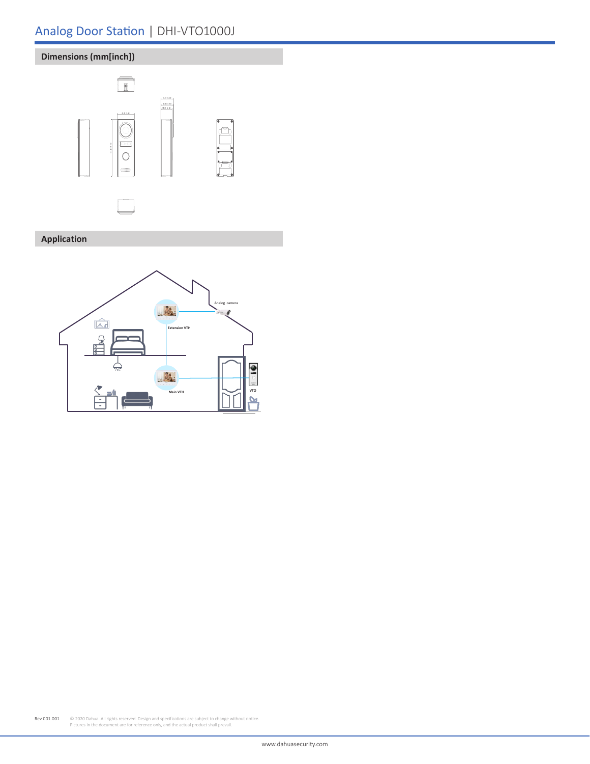## Dimensions (mm[inch])

## Application

Analog camera

Extension VTH

Main VTH

VTO

Rev 001.001

© 2020 Dahua. All rights reserved. Design and specifications are subject to change without notice.
Pictures in the document are for reference only, and the actual product shall prevail.

www.dahuasecurity.com